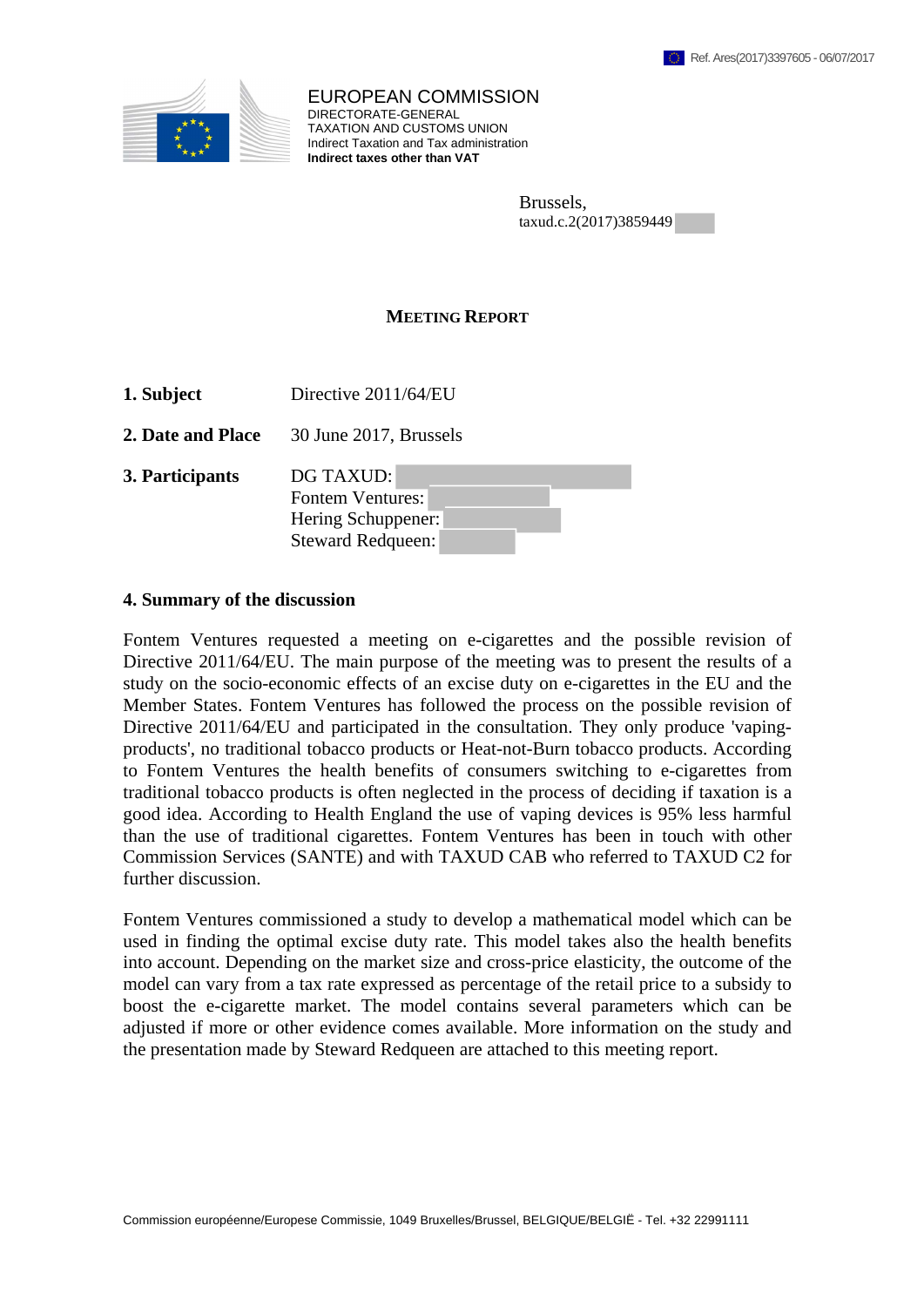Ref. Ares(2017)3397605 - 06/07/2017

EUROPEAN COMMISSION
DIRECTORATE-GENERAL
TAXATION AND CUSTOMS UNION
Indirect Taxation and Tax administration
**Indirect taxes other than VAT**

Brussels,
taxud.c.2(2017)3859449

# MEETING REPORT

**1. Subject** Directive 2011/64/EU

**2. Date and Place** 30 June 2017, Brussels

**3. Participants** DG TAXUD:
Fontem Ventures:
Hering Schuppener:
Steward Redqueen:

## 4. Summary of the discussion

Fontem Ventures requested a meeting on e-cigarettes and the possible revision of Directive 2011/64/EU. The main purpose of the meeting was to present the results of a study on the socio-economic effects of an excise duty on e-cigarettes in the EU and the Member States. Fontem Ventures has followed the process on the possible revision of Directive 2011/64/EU and participated in the consultation. They only produce 'vaping-products', no traditional tobacco products or Heat-not-Burn tobacco products. According to Fontem Ventures the health benefits of consumers switching to e-cigarettes from traditional tobacco products is often neglected in the process of deciding if taxation is a good idea. According to Health England the use of vaping devices is 95% less harmful than the use of traditional cigarettes. Fontem Ventures has been in touch with other Commission Services (SANTE) and with TAXUD CAB who referred to TAXUD C2 for further discussion.

Fontem Ventures commissioned a study to develop a mathematical model which can be used in finding the optimal excise duty rate. This model takes also the health benefits into account. Depending on the market size and cross-price elasticity, the outcome of the model can vary from a tax rate expressed as percentage of the retail price to a subsidy to boost the e-cigarette market. The model contains several parameters which can be adjusted if more or other evidence comes available. More information on the study and the presentation made by Steward Redqueen are attached to this meeting report.

Commission européenne/Europese Commissie, 1049 Bruxelles/Brussel, BELGIQUE/BELGIË - Tel. +32 22991111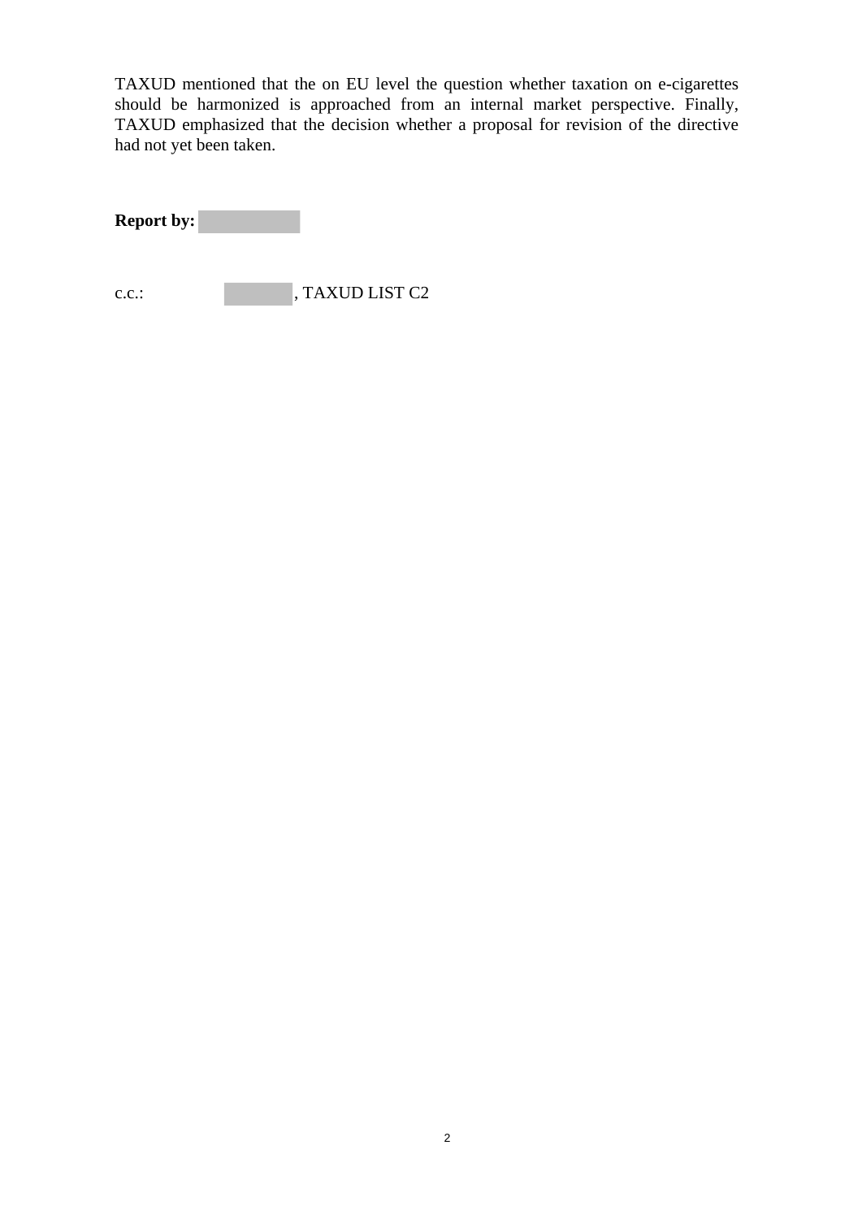TAXUD mentioned that the on EU level the question whether taxation on e-cigarettes should be harmonized is approached from an internal market perspective. Finally, TAXUD emphasized that the decision whether a proposal for revision of the directive had not yet been taken.

**Report by:**

c.c.: , TAXUD LIST C2